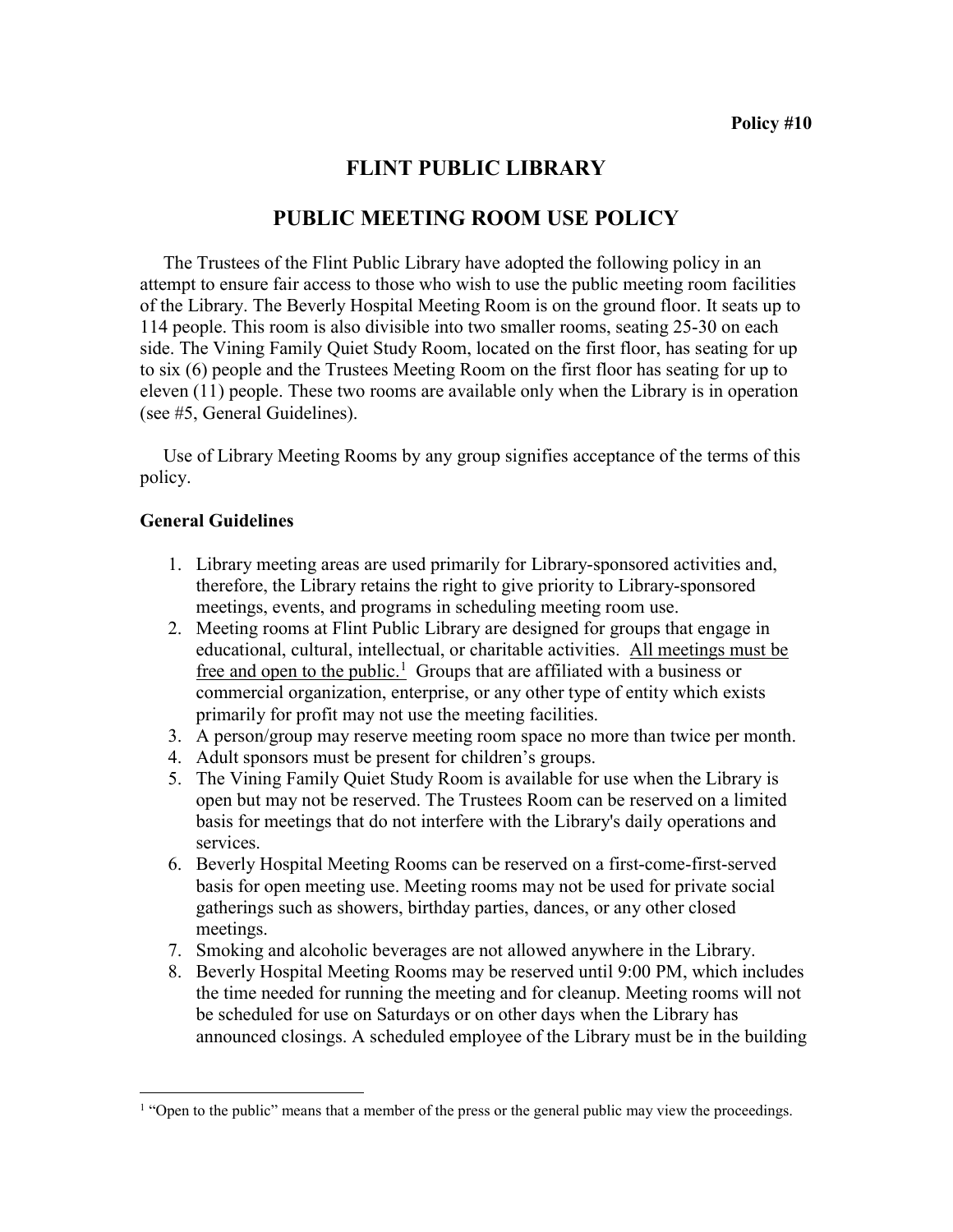**Policy #10**

# FLINT PUBLIC LIBRARY

## PUBLIC MEETING ROOM USE POLICY

The Trustees of the Flint Public Library have adopted the following policy in an attempt to ensure fair access to those who wish to use the public meeting room facilities of the Library. The Beverly Hospital Meeting Room is on the ground floor. It seats up to 114 people. This room is also divisible into two smaller rooms, seating 25-30 on each side. The Vining Family Quiet Study Room, located on the first floor, has seating for up to six (6) people and the Trustees Meeting Room on the first floor has seating for up to eleven (11) people. These two rooms are available only when the Library is in operation (see #5, General Guidelines).

Use of Library Meeting Rooms by any group signifies acceptance of the terms of this policy.

### General Guidelines

1. Library meeting areas are used primarily for Library-sponsored activities and, therefore, the Library retains the right to give priority to Library-sponsored meetings, events, and programs in scheduling meeting room use.
2. Meeting rooms at Flint Public Library are designed for groups that engage in educational, cultural, intellectual, or charitable activities. <u>All meetings must be free and open to the public.</u>[1] Groups that are affiliated with a business or commercial organization, enterprise, or any other type of entity which exists primarily for profit may not use the meeting facilities.
3. A person/group may reserve meeting room space no more than twice per month.
4. Adult sponsors must be present for children's groups.
5. The Vining Family Quiet Study Room is available for use when the Library is open but may not be reserved. The Trustees Room can be reserved on a limited basis for meetings that do not interfere with the Library's daily operations and services.
6. Beverly Hospital Meeting Rooms can be reserved on a first-come-first-served basis for open meeting use. Meeting rooms may not be used for private social gatherings such as showers, birthday parties, dances, or any other closed meetings.
7. Smoking and alcoholic beverages are not allowed anywhere in the Library.
8. Beverly Hospital Meeting Rooms may be reserved until 9:00 PM, which includes the time needed for running the meeting and for cleanup. Meeting rooms will not be scheduled for use on Saturdays or on other days when the Library has announced closings. A scheduled employee of the Library must be in the building

[1] "Open to the public" means that a member of the press or the general public may view the proceedings.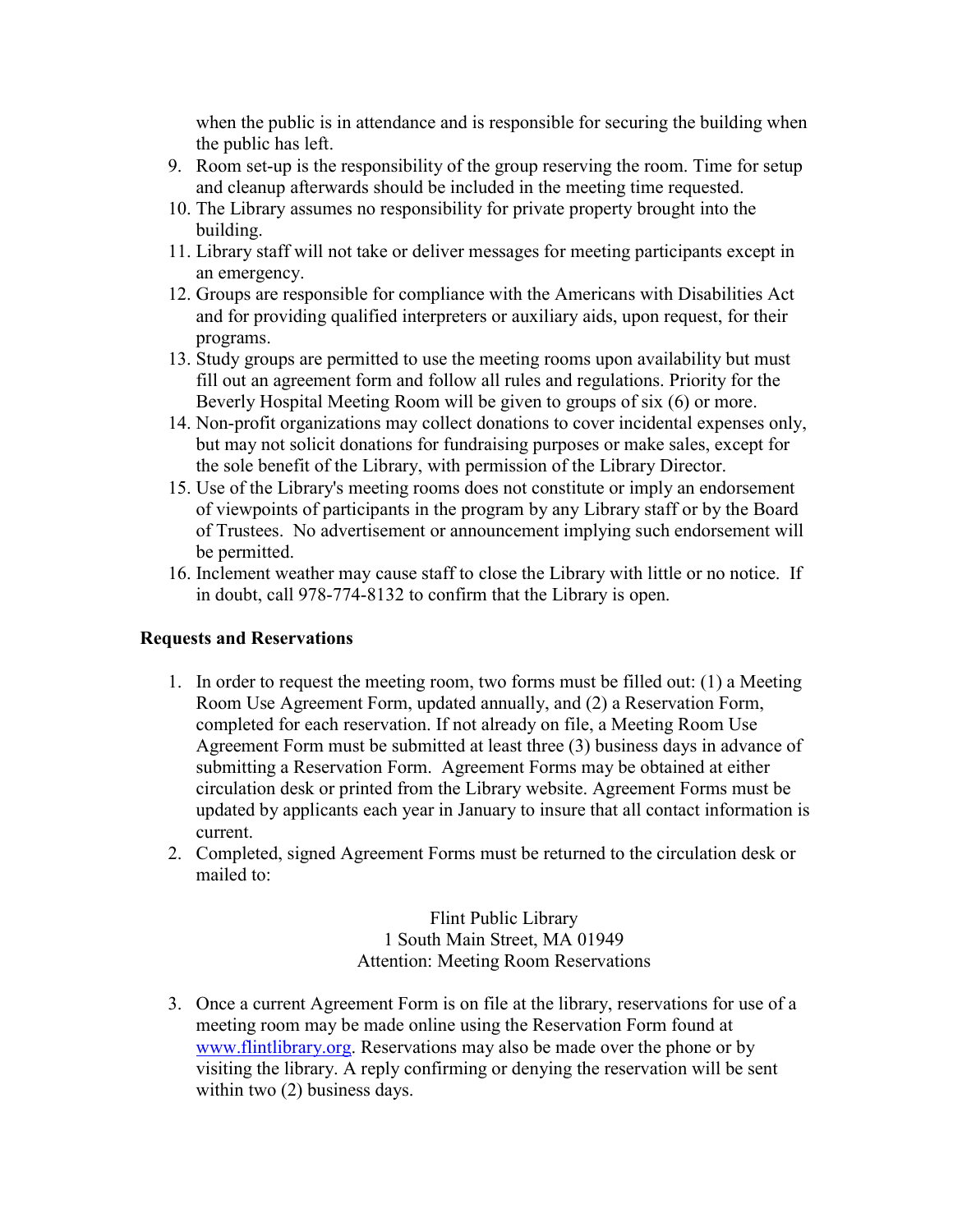when the public is in attendance and is responsible for securing the building when the public has left.

9. Room set-up is the responsibility of the group reserving the room. Time for setup and cleanup afterwards should be included in the meeting time requested.
10. The Library assumes no responsibility for private property brought into the building.
11. Library staff will not take or deliver messages for meeting participants except in an emergency.
12. Groups are responsible for compliance with the Americans with Disabilities Act and for providing qualified interpreters or auxiliary aids, upon request, for their programs.
13. Study groups are permitted to use the meeting rooms upon availability but must fill out an agreement form and follow all rules and regulations. Priority for the Beverly Hospital Meeting Room will be given to groups of six (6) or more.
14. Non-profit organizations may collect donations to cover incidental expenses only, but may not solicit donations for fundraising purposes or make sales, except for the sole benefit of the Library, with permission of the Library Director.
15. Use of the Library's meeting rooms does not constitute or imply an endorsement of viewpoints of participants in the program by any Library staff or by the Board of Trustees. No advertisement or announcement implying such endorsement will be permitted.
16. Inclement weather may cause staff to close the Library with little or no notice. If in doubt, call 978-774-8132 to confirm that the Library is open.

**Requests and Reservations**

1. In order to request the meeting room, two forms must be filled out: (1) a Meeting Room Use Agreement Form, updated annually, and (2) a Reservation Form, completed for each reservation. If not already on file, a Meeting Room Use Agreement Form must be submitted at least three (3) business days in advance of submitting a Reservation Form. Agreement Forms may be obtained at either circulation desk or printed from the Library website. Agreement Forms must be updated by applicants each year in January to insure that all contact information is current.
2. Completed, signed Agreement Forms must be returned to the circulation desk or mailed to:

   Flint Public Library
   1 South Main Street, MA 01949
   Attention: Meeting Room Reservations

3. Once a current Agreement Form is on file at the library, reservations for use of a meeting room may be made online using the Reservation Form found at www.flintlibrary.org. Reservations may also be made over the phone or by visiting the library. A reply confirming or denying the reservation will be sent within two (2) business days.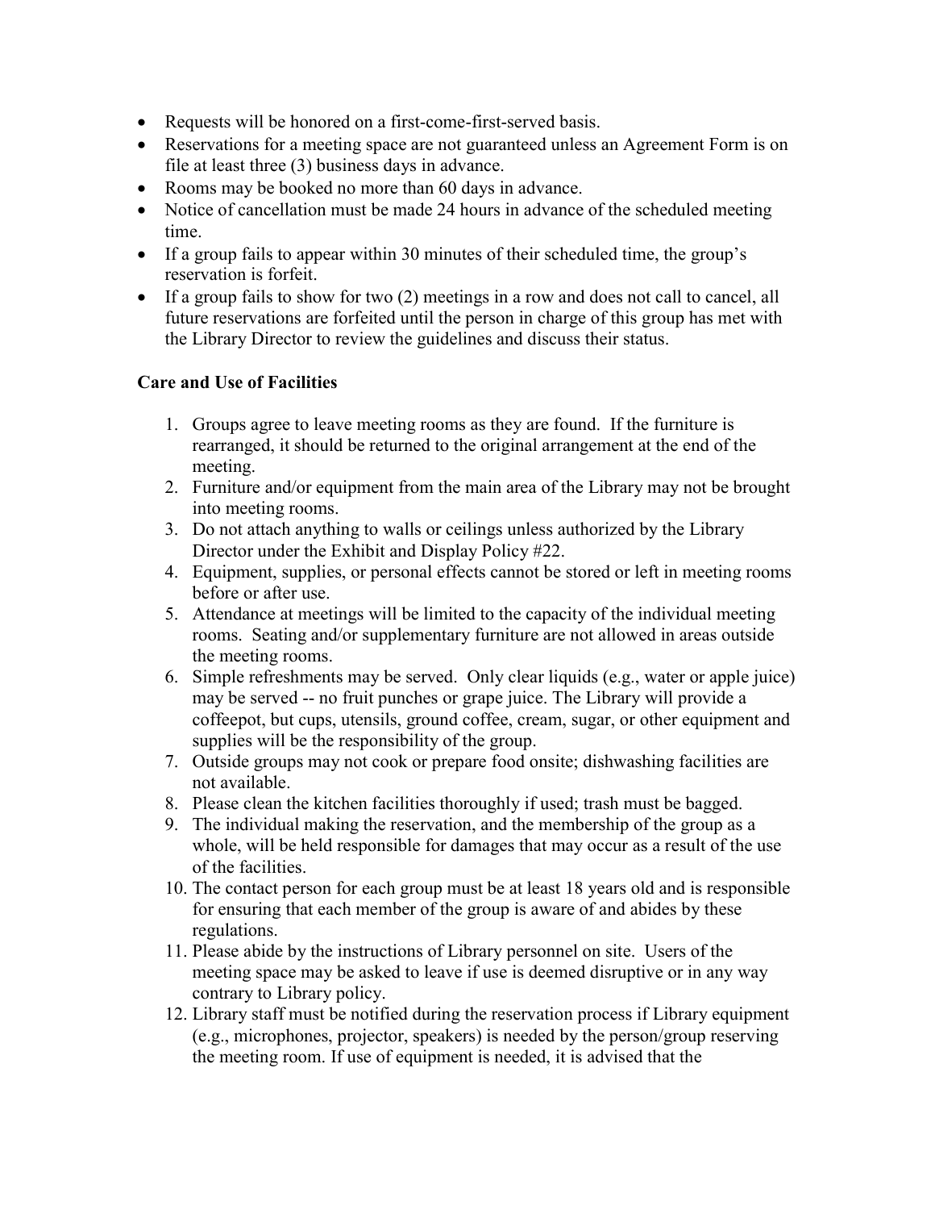- Requests will be honored on a first-come-first-served basis.
- Reservations for a meeting space are not guaranteed unless an Agreement Form is on file at least three (3) business days in advance.
- Rooms may be booked no more than 60 days in advance.
- Notice of cancellation must be made 24 hours in advance of the scheduled meeting time.
- If a group fails to appear within 30 minutes of their scheduled time, the group's reservation is forfeit.
- If a group fails to show for two (2) meetings in a row and does not call to cancel, all future reservations are forfeited until the person in charge of this group has met with the Library Director to review the guidelines and discuss their status.

**Care and Use of Facilities**

1. Groups agree to leave meeting rooms as they are found. If the furniture is rearranged, it should be returned to the original arrangement at the end of the meeting.
2. Furniture and/or equipment from the main area of the Library may not be brought into meeting rooms.
3. Do not attach anything to walls or ceilings unless authorized by the Library Director under the Exhibit and Display Policy #22.
4. Equipment, supplies, or personal effects cannot be stored or left in meeting rooms before or after use.
5. Attendance at meetings will be limited to the capacity of the individual meeting rooms. Seating and/or supplementary furniture are not allowed in areas outside the meeting rooms.
6. Simple refreshments may be served. Only clear liquids (e.g., water or apple juice) may be served -- no fruit punches or grape juice. The Library will provide a coffeepot, but cups, utensils, ground coffee, cream, sugar, or other equipment and supplies will be the responsibility of the group.
7. Outside groups may not cook or prepare food onsite; dishwashing facilities are not available.
8. Please clean the kitchen facilities thoroughly if used; trash must be bagged.
9. The individual making the reservation, and the membership of the group as a whole, will be held responsible for damages that may occur as a result of the use of the facilities.
10. The contact person for each group must be at least 18 years old and is responsible for ensuring that each member of the group is aware of and abides by these regulations.
11. Please abide by the instructions of Library personnel on site. Users of the meeting space may be asked to leave if use is deemed disruptive or in any way contrary to Library policy.
12. Library staff must be notified during the reservation process if Library equipment (e.g., microphones, projector, speakers) is needed by the person/group reserving the meeting room. If use of equipment is needed, it is advised that the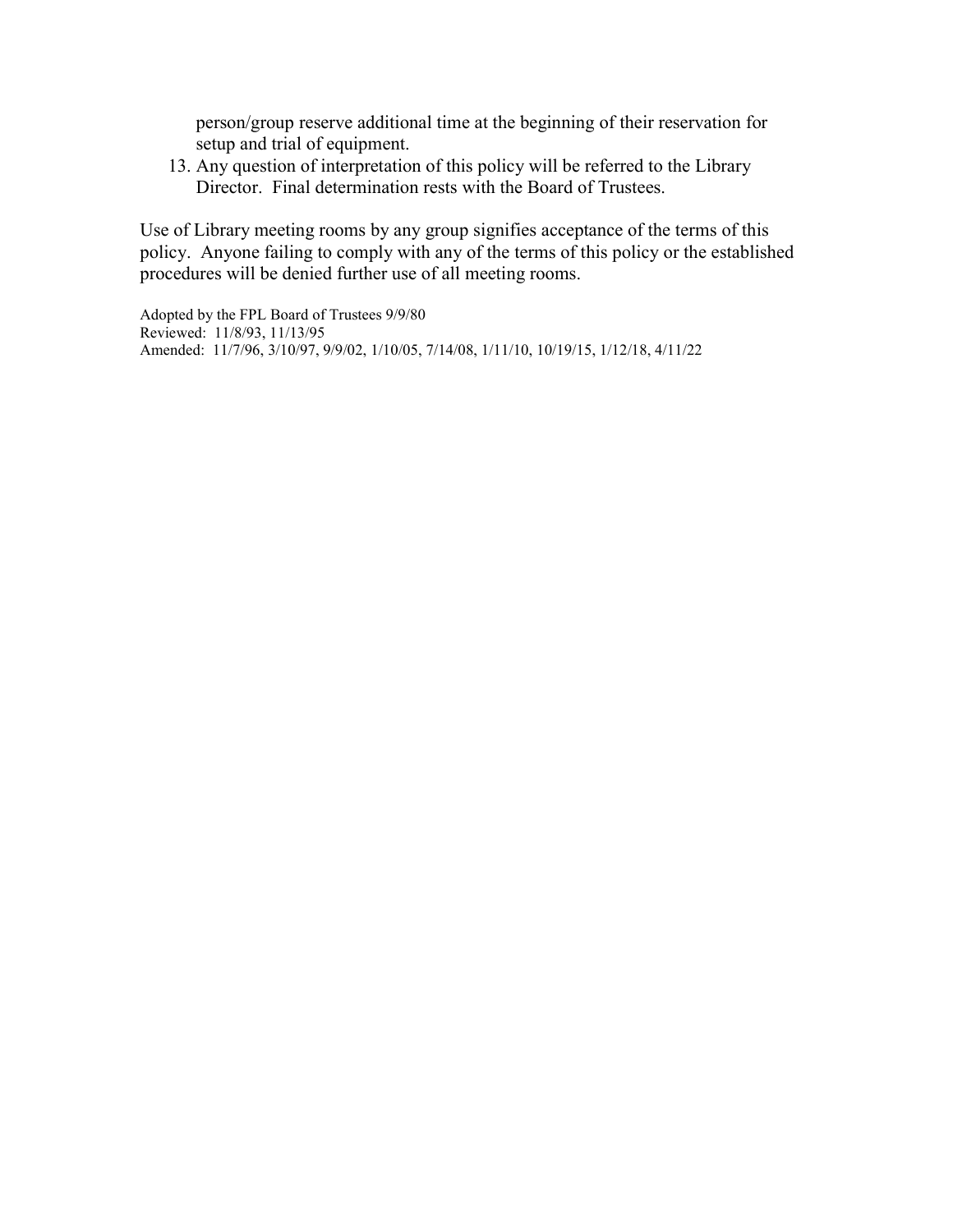person/group reserve additional time at the beginning of their reservation for setup and trial of equipment.

13. Any question of interpretation of this policy will be referred to the Library Director. Final determination rests with the Board of Trustees.

Use of Library meeting rooms by any group signifies acceptance of the terms of this policy. Anyone failing to comply with any of the terms of this policy or the established procedures will be denied further use of all meeting rooms.

Adopted by the FPL Board of Trustees 9/9/80
Reviewed: 11/8/93, 11/13/95
Amended: 11/7/96, 3/10/97, 9/9/02, 1/10/05, 7/14/08, 1/11/10, 10/19/15, 1/12/18, 4/11/22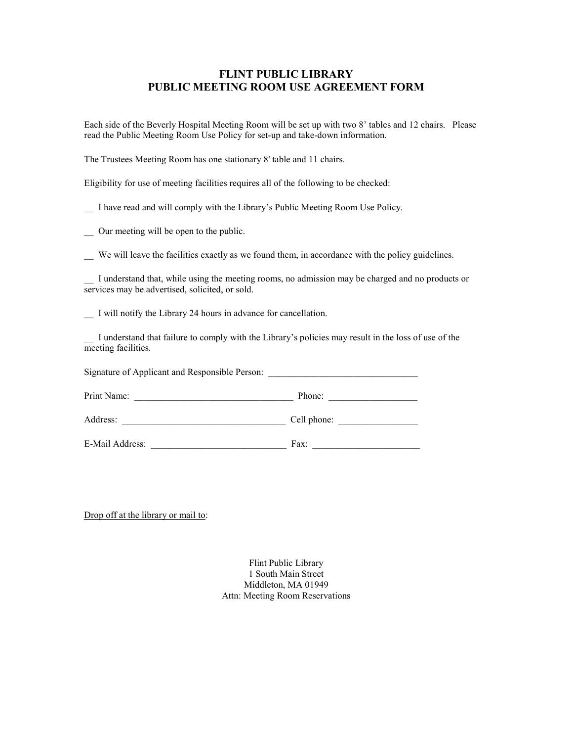# FLINT PUBLIC LIBRARY
# PUBLIC MEETING ROOM USE AGREEMENT FORM

Each side of the Beverly Hospital Meeting Room will be set up with two 8' tables and 12 chairs. Please read the Public Meeting Room Use Policy for set-up and take-down information.

The Trustees Meeting Room has one stationary 8' table and 11 chairs.

Eligibility for use of meeting facilities requires all of the following to be checked:

__ I have read and will comply with the Library's Public Meeting Room Use Policy.

__ Our meeting will be open to the public.

__ We will leave the facilities exactly as we found them, in accordance with the policy guidelines.

__ I understand that, while using the meeting rooms, no admission may be charged and no products or services may be advertised, solicited, or sold.

__ I will notify the Library 24 hours in advance for cancellation.

__ I understand that failure to comply with the Library's policies may result in the loss of use of the meeting facilities.

Signature of Applicant and Responsible Person: ________________________________

Print Name: _________________________________ Phone: ___________________

Address: ___________________________________ Cell phone: _________________

E-Mail Address: _____________________________ Fax: ______________________

<u>Drop off at the library or mail to</u>:

Flint Public Library
1 South Main Street
Middleton, MA 01949
Attn: Meeting Room Reservations